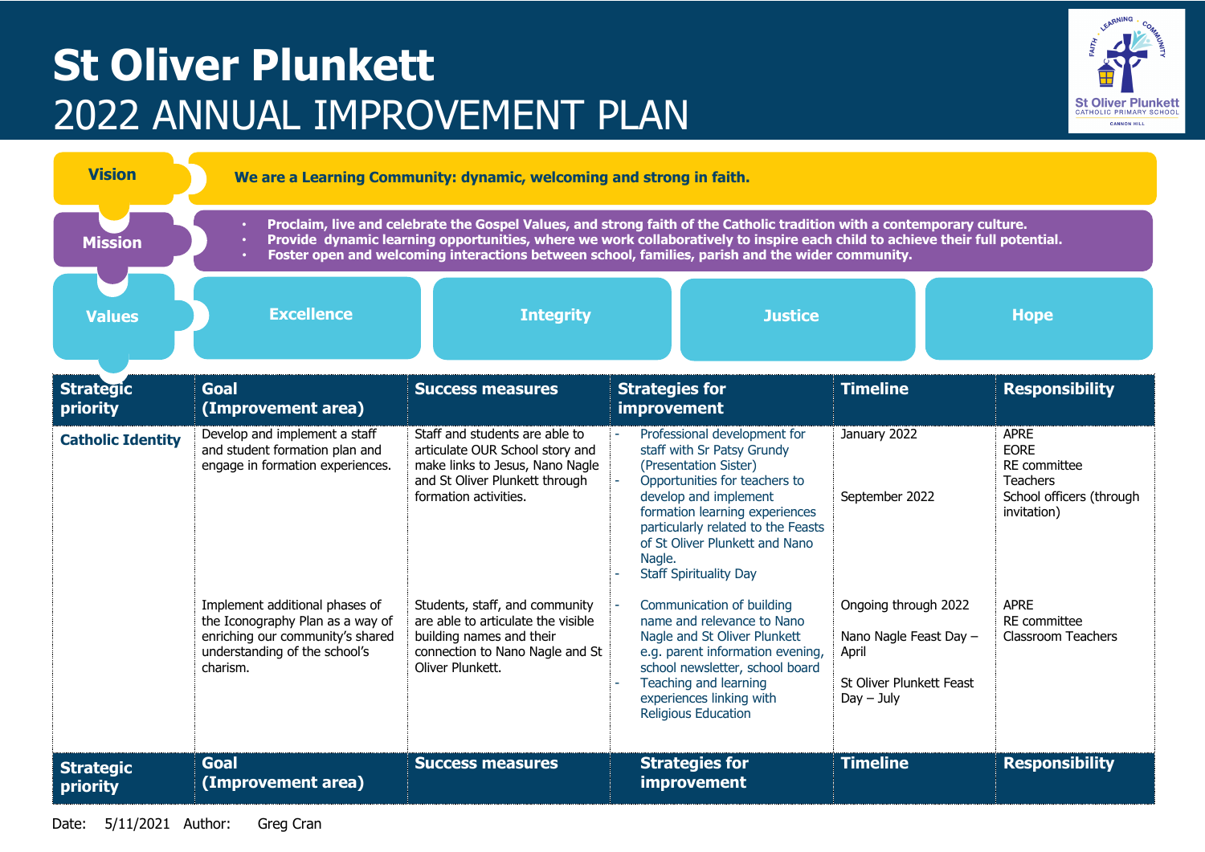# St Oliver Plunkett
# 2022 ANNUAL IMPROVEMENT PLAN

**Vision**

**We are a Learning Community: dynamic, welcoming and strong in faith.**

**Mission**

- **Proclaim, live and celebrate the Gospel Values, and strong faith of the Catholic tradition with a contemporary culture.**
- **Provide dynamic learning opportunities, where we work collaboratively to inspire each child to achieve their full potential.**
- **Foster open and welcoming interactions between school, families, parish and the wider community.**

**Values**

**Excellence** | **Integrity** | **Justice** | **Hope**

| Strategic priority | Goal (Improvement area) | Success measures | Strategies for improvement | Timeline | Responsibility |
|---|---|---|---|---|---|
| **Catholic Identity** | Develop and implement a staff and student formation plan and engage in formation experiences. | Staff and students are able to articulate OUR School story and make links to Jesus, Nano Nagle and St Oliver Plunkett through formation activities. | - Professional development for staff with Sr Patsy Grundy (Presentation Sister)<br>- Opportunities for teachers to develop and implement formation learning experiences particularly related to the Feasts of St Oliver Plunkett and Nano Nagle.<br>- Staff Spirituality Day | January 2022<br><br>September 2022 | APRE<br>EORE<br>RE committee<br>Teachers<br>School officers (through invitation) |
| | Implement additional phases of the Iconography Plan as a way of enriching our community's shared understanding of the school's charism. | Students, staff, and community are able to articulate the visible building names and their connection to Nano Nagle and St Oliver Plunkett. | - Communication of building name and relevance to Nano Nagle and St Oliver Plunkett e.g. parent information evening, school newsletter, school board<br>- Teaching and learning experiences linking with Religious Education | Ongoing through 2022<br><br>Nano Nagle Feast Day – April<br><br>St Oliver Plunkett Feast Day – July | APRE<br>RE committee<br>Classroom Teachers |
| **Strategic priority** | **Goal (Improvement area)** | **Success measures** | **Strategies for improvement** | **Timeline** | **Responsibility** |

Date: 5/11/2021 Author: Greg Cran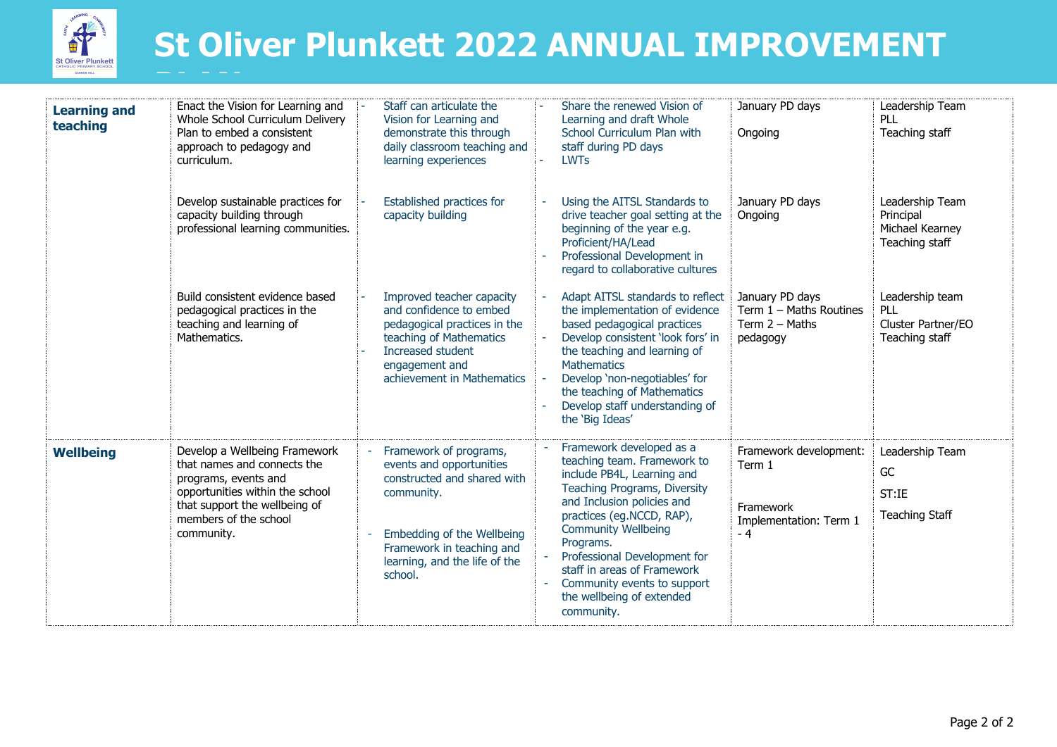# St Oliver Plunkett 2022 ANNUAL IMPROVEMENT PLAN

| | | | | | |
|---|---|---|---|---|---|
| **Learning and teaching** | Enact the Vision for Learning and Whole School Curriculum Delivery Plan to embed a consistent approach to pedagogy and curriculum. | - Staff can articulate the Vision for Learning and demonstrate this through daily classroom teaching and learning experiences | - Share the renewed Vision of Learning and draft Whole School Curriculum Plan with staff during PD days<br>- LWTs | January PD days<br><br>Ongoing | Leadership Team<br>PLL<br>Teaching staff |
| | Develop sustainable practices for capacity building through professional learning communities. | - Established practices for capacity building | - Using the AITSL Standards to drive teacher goal setting at the beginning of the year e.g. Proficient/HA/Lead<br>- Professional Development in regard to collaborative cultures | January PD days<br>Ongoing | Leadership Team<br>Principal<br>Michael Kearney<br>Teaching staff |
| | Build consistent evidence based pedagogical practices in the teaching and learning of Mathematics. | - Improved teacher capacity and confidence to embed pedagogical practices in the teaching of Mathematics<br>- Increased student engagement and achievement in Mathematics | - Adapt AITSL standards to reflect the implementation of evidence based pedagogical practices<br>- Develop consistent 'look fors' in the teaching and learning of Mathematics<br>- Develop 'non-negotiables' for the teaching of Mathematics<br>- Develop staff understanding of the 'Big Ideas' | January PD days<br>Term 1 – Maths Routines<br>Term 2 – Maths pedagogy | Leadership team<br>PLL<br>Cluster Partner/EO<br>Teaching staff |
| **Wellbeing** | Develop a Wellbeing Framework that names and connects the programs, events and opportunities within the school that support the wellbeing of members of the school community. | - Framework of programs, events and opportunities constructed and shared with community.<br><br>- Embedding of the Wellbeing Framework in teaching and learning, and the life of the school. | - Framework developed as a teaching team. Framework to include PB4L, Learning and Teaching Programs, Diversity and Inclusion policies and practices (eg.NCCD, RAP), Community Wellbeing Programs.<br>- Professional Development for staff in areas of Framework<br>- Community events to support the wellbeing of extended community. | Framework development: Term 1<br><br>Framework Implementation: Term 1 - 4 | Leadership Team<br>GC<br>ST:IE<br>Teaching Staff |